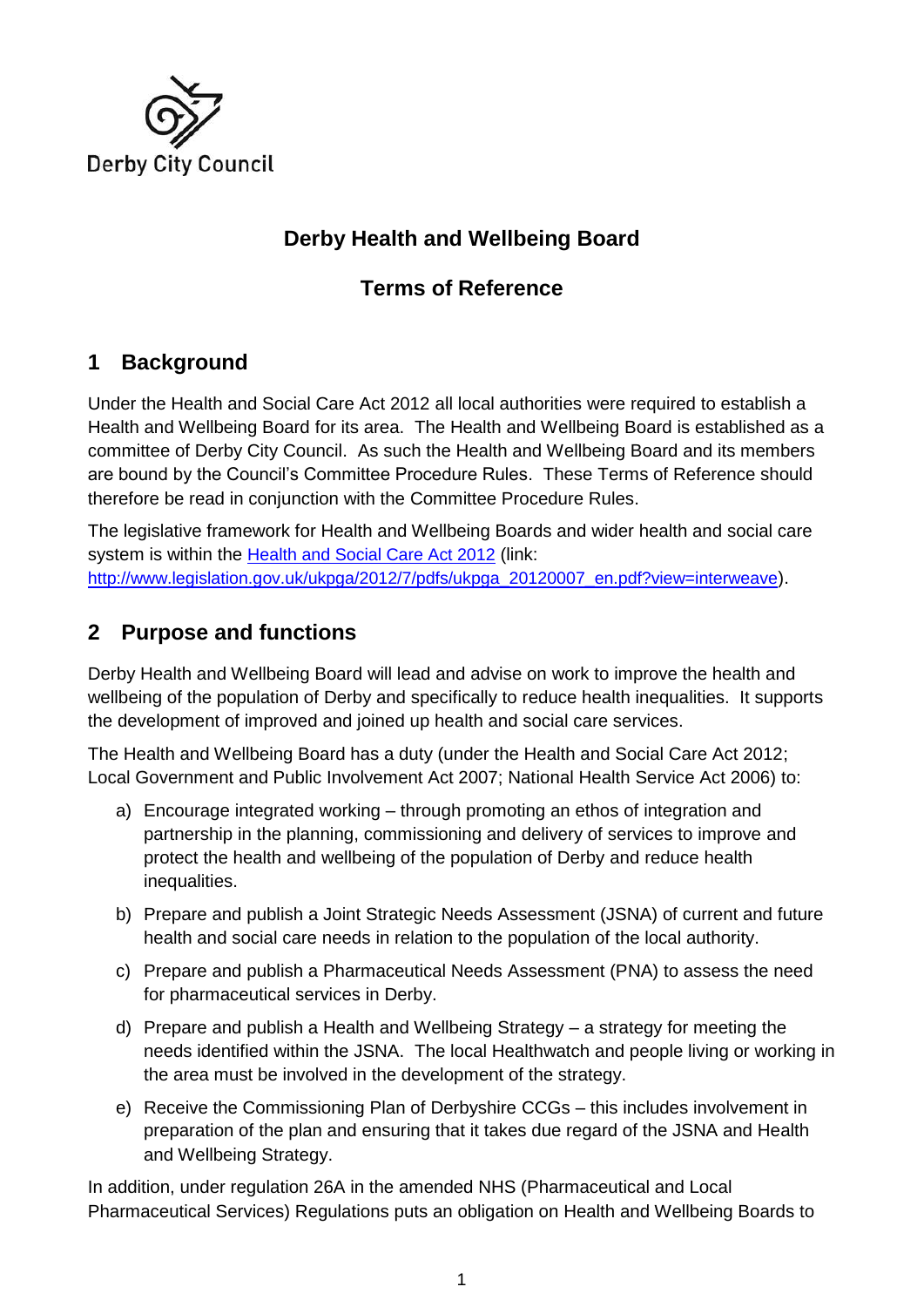Derby City Council

# Derby Health and Wellbeing Board

## Terms of Reference

## 1 Background

Under the Health and Social Care Act 2012 all local authorities were required to establish a Health and Wellbeing Board for its area. The Health and Wellbeing Board is established as a committee of Derby City Council. As such the Health and Wellbeing Board and its members are bound by the Council's Committee Procedure Rules. These Terms of Reference should therefore be read in conjunction with the Committee Procedure Rules.

The legislative framework for Health and Wellbeing Boards and wider health and social care system is within the [Health and Social Care Act 2012](http://www.legislation.gov.uk/ukpga/2012/7/pdfs/ukpga_20120007_en.pdf?view=interweave) (link: http://www.legislation.gov.uk/ukpga/2012/7/pdfs/ukpga_20120007_en.pdf?view=interweave).

## 2 Purpose and functions

Derby Health and Wellbeing Board will lead and advise on work to improve the health and wellbeing of the population of Derby and specifically to reduce health inequalities. It supports the development of improved and joined up health and social care services.

The Health and Wellbeing Board has a duty (under the Health and Social Care Act 2012; Local Government and Public Involvement Act 2007; National Health Service Act 2006) to:

a) Encourage integrated working – through promoting an ethos of integration and partnership in the planning, commissioning and delivery of services to improve and protect the health and wellbeing of the population of Derby and reduce health inequalities.

b) Prepare and publish a Joint Strategic Needs Assessment (JSNA) of current and future health and social care needs in relation to the population of the local authority.

c) Prepare and publish a Pharmaceutical Needs Assessment (PNA) to assess the need for pharmaceutical services in Derby.

d) Prepare and publish a Health and Wellbeing Strategy – a strategy for meeting the needs identified within the JSNA. The local Healthwatch and people living or working in the area must be involved in the development of the strategy.

e) Receive the Commissioning Plan of Derbyshire CCGs – this includes involvement in preparation of the plan and ensuring that it takes due regard of the JSNA and Health and Wellbeing Strategy.

In addition, under regulation 26A in the amended NHS (Pharmaceutical and Local Pharmaceutical Services) Regulations puts an obligation on Health and Wellbeing Boards to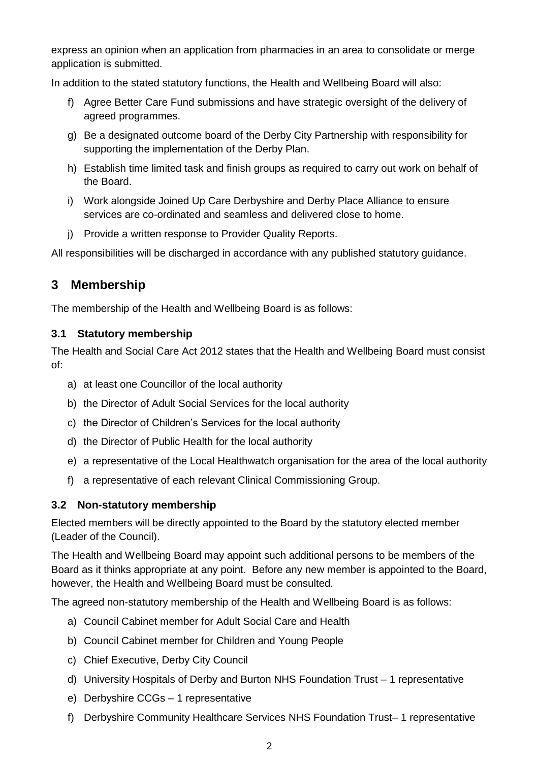express an opinion when an application from pharmacies in an area to consolidate or merge application is submitted.

In addition to the stated statutory functions, the Health and Wellbeing Board will also:

f) Agree Better Care Fund submissions and have strategic oversight of the delivery of agreed programmes.

g) Be a designated outcome board of the Derby City Partnership with responsibility for supporting the implementation of the Derby Plan.

h) Establish time limited task and finish groups as required to carry out work on behalf of the Board.

i) Work alongside Joined Up Care Derbyshire and Derby Place Alliance to ensure services are co-ordinated and seamless and delivered close to home.

j) Provide a written response to Provider Quality Reports.

All responsibilities will be discharged in accordance with any published statutory guidance.

## 3 Membership

The membership of the Health and Wellbeing Board is as follows:

### 3.1 Statutory membership

The Health and Social Care Act 2012 states that the Health and Wellbeing Board must consist of:

a) at least one Councillor of the local authority

b) the Director of Adult Social Services for the local authority

c) the Director of Children's Services for the local authority

d) the Director of Public Health for the local authority

e) a representative of the Local Healthwatch organisation for the area of the local authority

f) a representative of each relevant Clinical Commissioning Group.

### 3.2 Non-statutory membership

Elected members will be directly appointed to the Board by the statutory elected member (Leader of the Council).

The Health and Wellbeing Board may appoint such additional persons to be members of the Board as it thinks appropriate at any point. Before any new member is appointed to the Board, however, the Health and Wellbeing Board must be consulted.

The agreed non-statutory membership of the Health and Wellbeing Board is as follows:

a) Council Cabinet member for Adult Social Care and Health

b) Council Cabinet member for Children and Young People

c) Chief Executive, Derby City Council

d) University Hospitals of Derby and Burton NHS Foundation Trust – 1 representative

e) Derbyshire CCGs – 1 representative

f) Derbyshire Community Healthcare Services NHS Foundation Trust– 1 representative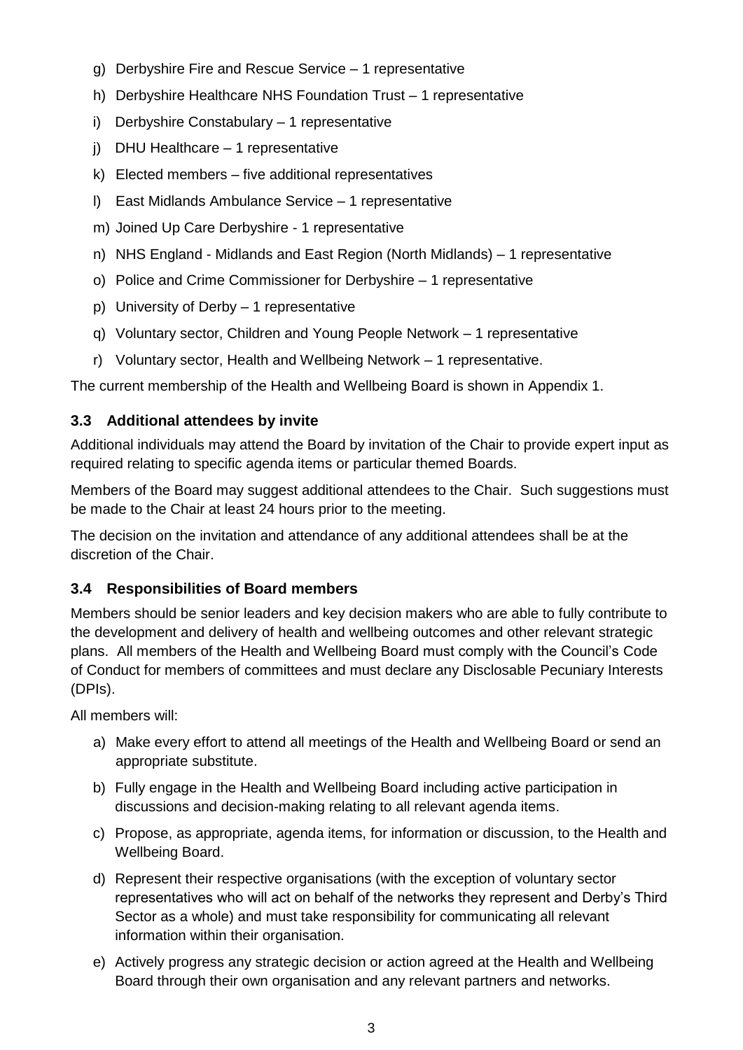g) Derbyshire Fire and Rescue Service – 1 representative

h) Derbyshire Healthcare NHS Foundation Trust – 1 representative

i) Derbyshire Constabulary – 1 representative

j) DHU Healthcare – 1 representative

k) Elected members – five additional representatives

l) East Midlands Ambulance Service – 1 representative

m) Joined Up Care Derbyshire - 1 representative

n) NHS England - Midlands and East Region (North Midlands) – 1 representative

o) Police and Crime Commissioner for Derbyshire – 1 representative

p) University of Derby – 1 representative

q) Voluntary sector, Children and Young People Network – 1 representative

r) Voluntary sector, Health and Wellbeing Network – 1 representative.

The current membership of the Health and Wellbeing Board is shown in Appendix 1.

### 3.3 Additional attendees by invite

Additional individuals may attend the Board by invitation of the Chair to provide expert input as required relating to specific agenda items or particular themed Boards.

Members of the Board may suggest additional attendees to the Chair. Such suggestions must be made to the Chair at least 24 hours prior to the meeting.

The decision on the invitation and attendance of any additional attendees shall be at the discretion of the Chair.

### 3.4 Responsibilities of Board members

Members should be senior leaders and key decision makers who are able to fully contribute to the development and delivery of health and wellbeing outcomes and other relevant strategic plans. All members of the Health and Wellbeing Board must comply with the Council's Code of Conduct for members of committees and must declare any Disclosable Pecuniary Interests (DPIs).

All members will:

a) Make every effort to attend all meetings of the Health and Wellbeing Board or send an appropriate substitute.

b) Fully engage in the Health and Wellbeing Board including active participation in discussions and decision-making relating to all relevant agenda items.

c) Propose, as appropriate, agenda items, for information or discussion, to the Health and Wellbeing Board.

d) Represent their respective organisations (with the exception of voluntary sector representatives who will act on behalf of the networks they represent and Derby's Third Sector as a whole) and must take responsibility for communicating all relevant information within their organisation.

e) Actively progress any strategic decision or action agreed at the Health and Wellbeing Board through their own organisation and any relevant partners and networks.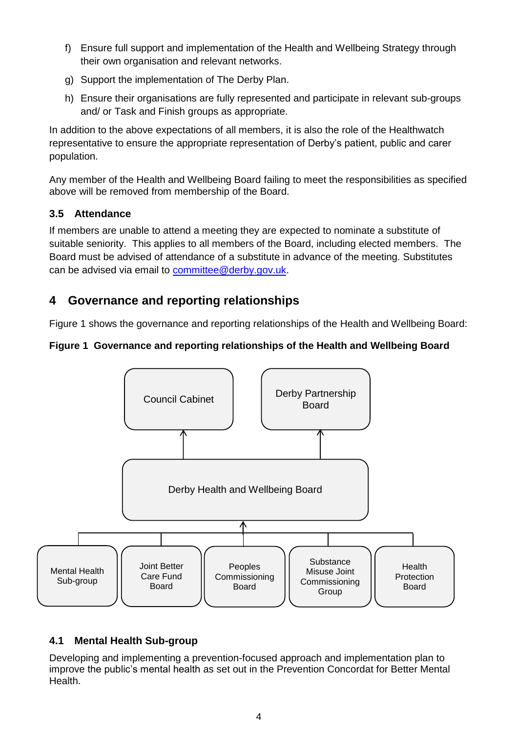f) Ensure full support and implementation of the Health and Wellbeing Strategy through their own organisation and relevant networks.

g) Support the implementation of The Derby Plan.

h) Ensure their organisations are fully represented and participate in relevant sub-groups and/ or Task and Finish groups as appropriate.

In addition to the above expectations of all members, it is also the role of the Healthwatch representative to ensure the appropriate representation of Derby's patient, public and carer population.

Any member of the Health and Wellbeing Board failing to meet the responsibilities as specified above will be removed from membership of the Board.

### 3.5 Attendance

If members are unable to attend a meeting they are expected to nominate a substitute of suitable seniority. This applies to all members of the Board, including elected members. The Board must be advised of attendance of a substitute in advance of the meeting. Substitutes can be advised via email to committee@derby.gov.uk.

## 4 Governance and reporting relationships

Figure 1 shows the governance and reporting relationships of the Health and Wellbeing Board:

**Figure 1 Governance and reporting relationships of the Health and Wellbeing Board**

Council Cabinet

Derby Partnership Board

Derby Health and Wellbeing Board

Mental Health Sub-group

Joint Better Care Fund Board

Peoples Commissioning Board

Substance Misuse Joint Commissioning Group

Health Protection Board

### 4.1 Mental Health Sub-group

Developing and implementing a prevention-focused approach and implementation plan to improve the public's mental health as set out in the Prevention Concordat for Better Mental Health.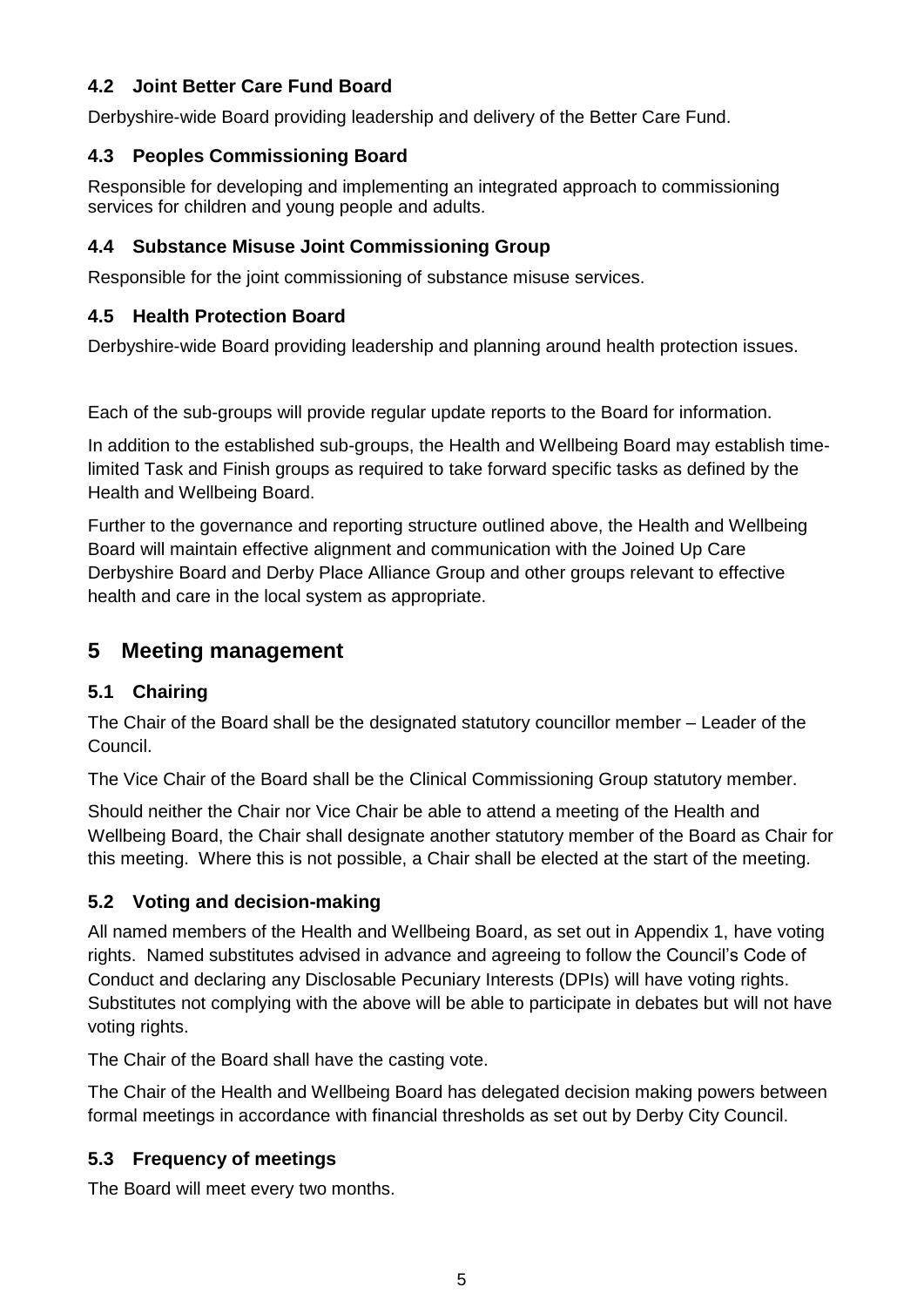### 4.2 Joint Better Care Fund Board

Derbyshire-wide Board providing leadership and delivery of the Better Care Fund.

### 4.3 Peoples Commissioning Board

Responsible for developing and implementing an integrated approach to commissioning services for children and young people and adults.

### 4.4 Substance Misuse Joint Commissioning Group

Responsible for the joint commissioning of substance misuse services.

### 4.5 Health Protection Board

Derbyshire-wide Board providing leadership and planning around health protection issues.

Each of the sub-groups will provide regular update reports to the Board for information.

In addition to the established sub-groups, the Health and Wellbeing Board may establish time-limited Task and Finish groups as required to take forward specific tasks as defined by the Health and Wellbeing Board.

Further to the governance and reporting structure outlined above, the Health and Wellbeing Board will maintain effective alignment and communication with the Joined Up Care Derbyshire Board and Derby Place Alliance Group and other groups relevant to effective health and care in the local system as appropriate.

## 5 Meeting management

### 5.1 Chairing

The Chair of the Board shall be the designated statutory councillor member – Leader of the Council.

The Vice Chair of the Board shall be the Clinical Commissioning Group statutory member.

Should neither the Chair nor Vice Chair be able to attend a meeting of the Health and Wellbeing Board, the Chair shall designate another statutory member of the Board as Chair for this meeting. Where this is not possible, a Chair shall be elected at the start of the meeting.

### 5.2 Voting and decision-making

All named members of the Health and Wellbeing Board, as set out in Appendix 1, have voting rights. Named substitutes advised in advance and agreeing to follow the Council's Code of Conduct and declaring any Disclosable Pecuniary Interests (DPIs) will have voting rights. Substitutes not complying with the above will be able to participate in debates but will not have voting rights.

The Chair of the Board shall have the casting vote.

The Chair of the Health and Wellbeing Board has delegated decision making powers between formal meetings in accordance with financial thresholds as set out by Derby City Council.

### 5.3 Frequency of meetings

The Board will meet every two months.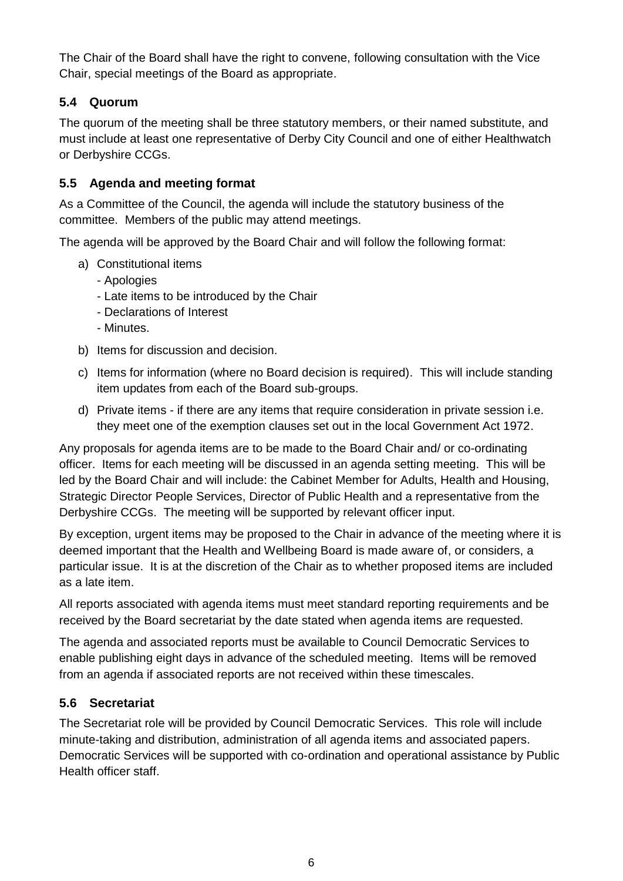The Chair of the Board shall have the right to convene, following consultation with the Vice Chair, special meetings of the Board as appropriate.

### 5.4 Quorum

The quorum of the meeting shall be three statutory members, or their named substitute, and must include at least one representative of Derby City Council and one of either Healthwatch or Derbyshire CCGs.

### 5.5 Agenda and meeting format

As a Committee of the Council, the agenda will include the statutory business of the committee. Members of the public may attend meetings.

The agenda will be approved by the Board Chair and will follow the following format:

a) Constitutional items
   - Apologies
   - Late items to be introduced by the Chair
   - Declarations of Interest
   - Minutes.
b) Items for discussion and decision.
c) Items for information (where no Board decision is required). This will include standing item updates from each of the Board sub-groups.
d) Private items - if there are any items that require consideration in private session i.e. they meet one of the exemption clauses set out in the local Government Act 1972.

Any proposals for agenda items are to be made to the Board Chair and/ or co-ordinating officer. Items for each meeting will be discussed in an agenda setting meeting. This will be led by the Board Chair and will include: the Cabinet Member for Adults, Health and Housing, Strategic Director People Services, Director of Public Health and a representative from the Derbyshire CCGs. The meeting will be supported by relevant officer input.

By exception, urgent items may be proposed to the Chair in advance of the meeting where it is deemed important that the Health and Wellbeing Board is made aware of, or considers, a particular issue. It is at the discretion of the Chair as to whether proposed items are included as a late item.

All reports associated with agenda items must meet standard reporting requirements and be received by the Board secretariat by the date stated when agenda items are requested.

The agenda and associated reports must be available to Council Democratic Services to enable publishing eight days in advance of the scheduled meeting. Items will be removed from an agenda if associated reports are not received within these timescales.

### 5.6 Secretariat

The Secretariat role will be provided by Council Democratic Services. This role will include minute-taking and distribution, administration of all agenda items and associated papers. Democratic Services will be supported with co-ordination and operational assistance by Public Health officer staff.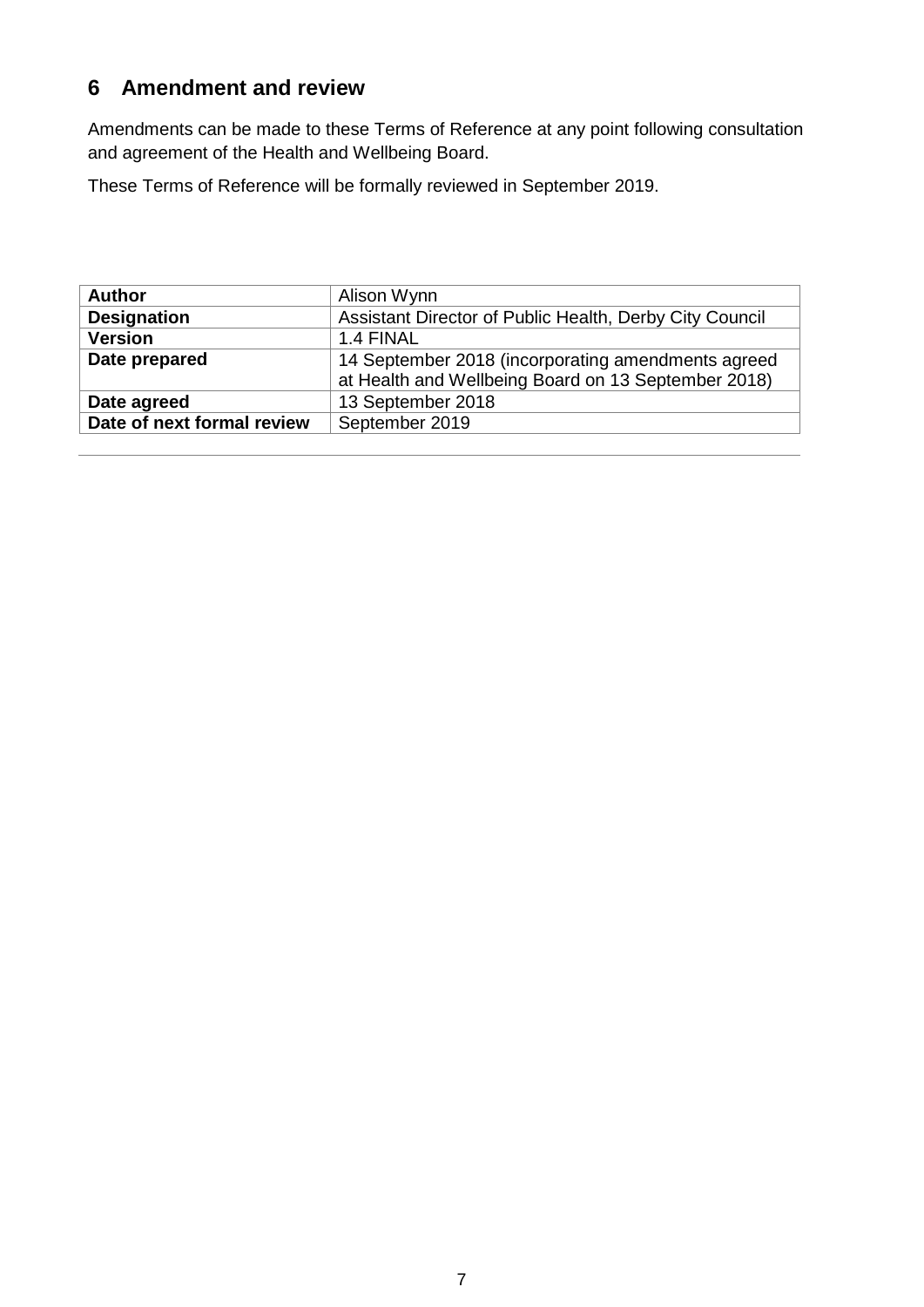## 6 Amendment and review

Amendments can be made to these Terms of Reference at any point following consultation and agreement of the Health and Wellbeing Board.

These Terms of Reference will be formally reviewed in September 2019.

| **Author** | Alison Wynn |
|---|---|
| **Designation** | Assistant Director of Public Health, Derby City Council |
| **Version** | 1.4 FINAL |
| **Date prepared** | 14 September 2018 (incorporating amendments agreed at Health and Wellbeing Board on 13 September 2018) |
| **Date agreed** | 13 September 2018 |
| **Date of next formal review** | September 2019 |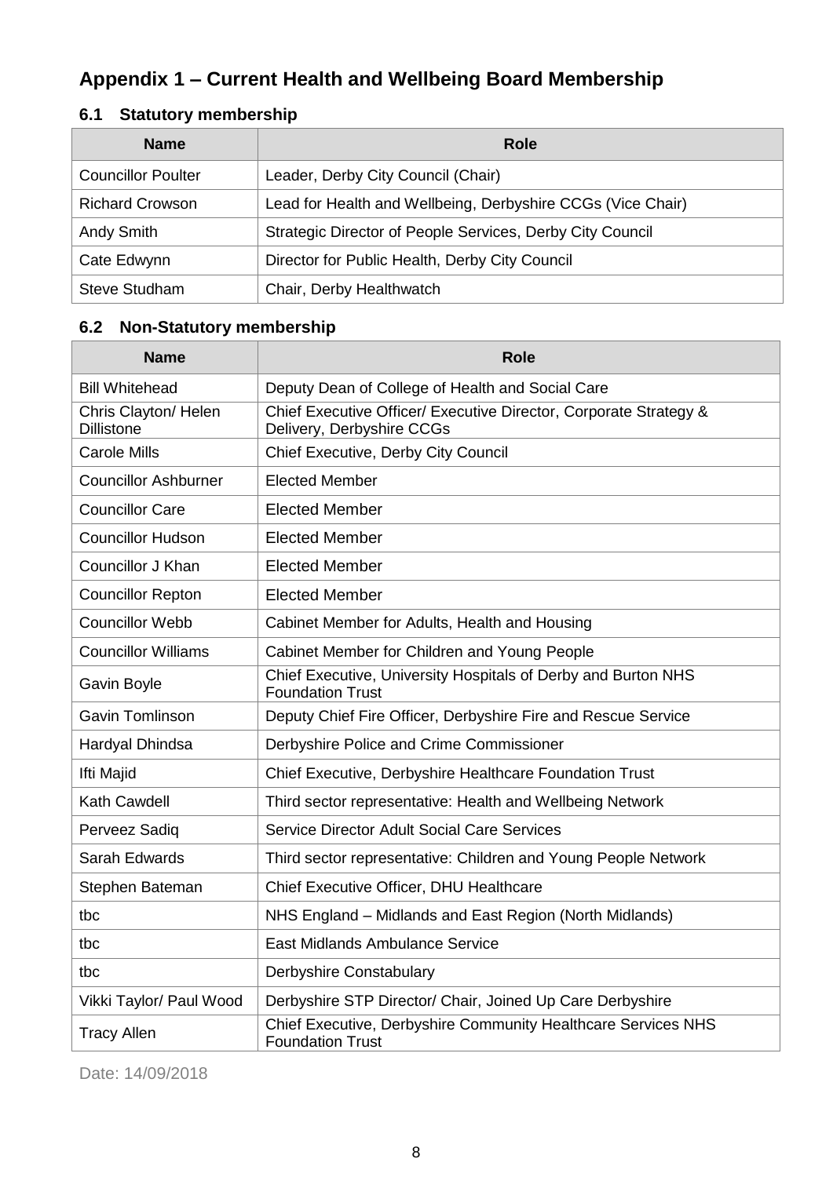## Appendix 1 – Current Health and Wellbeing Board Membership

### 6.1 Statutory membership

| Name | Role |
|---|---|
| Councillor Poulter | Leader, Derby City Council (Chair) |
| Richard Crowson | Lead for Health and Wellbeing, Derbyshire CCGs (Vice Chair) |
| Andy Smith | Strategic Director of People Services, Derby City Council |
| Cate Edwynn | Director for Public Health, Derby City Council |
| Steve Studham | Chair, Derby Healthwatch |

### 6.2 Non-Statutory membership

| Name | Role |
|---|---|
| Bill Whitehead | Deputy Dean of College of Health and Social Care |
| Chris Clayton/ Helen Dillistone | Chief Executive Officer/ Executive Director, Corporate Strategy & Delivery, Derbyshire CCGs |
| Carole Mills | Chief Executive, Derby City Council |
| Councillor Ashburner | Elected Member |
| Councillor Care | Elected Member |
| Councillor Hudson | Elected Member |
| Councillor J Khan | Elected Member |
| Councillor Repton | Elected Member |
| Councillor Webb | Cabinet Member for Adults, Health and Housing |
| Councillor Williams | Cabinet Member for Children and Young People |
| Gavin Boyle | Chief Executive, University Hospitals of Derby and Burton NHS Foundation Trust |
| Gavin Tomlinson | Deputy Chief Fire Officer, Derbyshire Fire and Rescue Service |
| Hardyal Dhindsa | Derbyshire Police and Crime Commissioner |
| Ifti Majid | Chief Executive, Derbyshire Healthcare Foundation Trust |
| Kath Cawdell | Third sector representative: Health and Wellbeing Network |
| Perveez Sadiq | Service Director Adult Social Care Services |
| Sarah Edwards | Third sector representative: Children and Young People Network |
| Stephen Bateman | Chief Executive Officer, DHU Healthcare |
| tbc | NHS England – Midlands and East Region (North Midlands) |
| tbc | East Midlands Ambulance Service |
| tbc | Derbyshire Constabulary |
| Vikki Taylor/ Paul Wood | Derbyshire STP Director/ Chair, Joined Up Care Derbyshire |
| Tracy Allen | Chief Executive, Derbyshire Community Healthcare Services NHS Foundation Trust |

Date: 14/09/2018